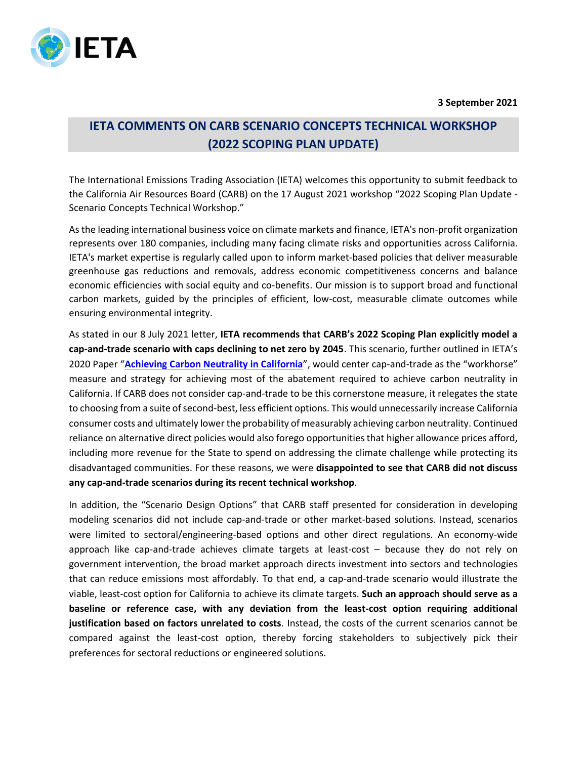3 September 2021

# IETA COMMENTS ON CARB SCENARIO CONCEPTS TECHNICAL WORKSHOP (2022 SCOPING PLAN UPDATE)

The International Emissions Trading Association (IETA) welcomes this opportunity to submit feedback to the California Air Resources Board (CARB) on the 17 August 2021 workshop "2022 Scoping Plan Update - Scenario Concepts Technical Workshop."

As the leading international business voice on climate markets and finance, IETA's non-profit organization represents over 180 companies, including many facing climate risks and opportunities across California. IETA's market expertise is regularly called upon to inform market-based policies that deliver measurable greenhouse gas reductions and removals, address economic competitiveness concerns and balance economic efficiencies with social equity and co-benefits. Our mission is to support broad and functional carbon markets, guided by the principles of efficient, low-cost, measurable climate outcomes while ensuring environmental integrity.

As stated in our 8 July 2021 letter, **IETA recommends that CARB's 2022 Scoping Plan explicitly model a cap-and-trade scenario with caps declining to net zero by 2045**. This scenario, further outlined in IETA's 2020 Paper "**Achieving Carbon Neutrality in California**", would center cap-and-trade as the "workhorse" measure and strategy for achieving most of the abatement required to achieve carbon neutrality in California. If CARB does not consider cap-and-trade to be this cornerstone measure, it relegates the state to choosing from a suite of second-best, less efficient options. This would unnecessarily increase California consumer costs and ultimately lower the probability of measurably achieving carbon neutrality. Continued reliance on alternative direct policies would also forego opportunities that higher allowance prices afford, including more revenue for the State to spend on addressing the climate challenge while protecting its disadvantaged communities. For these reasons, we were **disappointed to see that CARB did not discuss any cap-and-trade scenarios during its recent technical workshop**.

In addition, the "Scenario Design Options" that CARB staff presented for consideration in developing modeling scenarios did not include cap-and-trade or other market-based solutions. Instead, scenarios were limited to sectoral/engineering-based options and other direct regulations. An economy-wide approach like cap-and-trade achieves climate targets at least-cost – because they do not rely on government intervention, the broad market approach directs investment into sectors and technologies that can reduce emissions most affordably. To that end, a cap-and-trade scenario would illustrate the viable, least-cost option for California to achieve its climate targets. **Such an approach should serve as a baseline or reference case, with any deviation from the least-cost option requiring additional justification based on factors unrelated to costs**. Instead, the costs of the current scenarios cannot be compared against the least-cost option, thereby forcing stakeholders to subjectively pick their preferences for sectoral reductions or engineered solutions.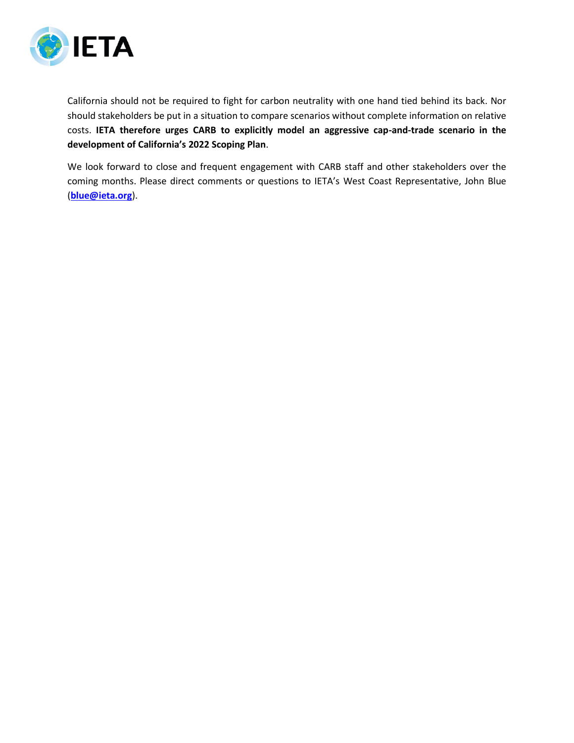California should not be required to fight for carbon neutrality with one hand tied behind its back. Nor should stakeholders be put in a situation to compare scenarios without complete information on relative costs. **IETA therefore urges CARB to explicitly model an aggressive cap-and-trade scenario in the development of California's 2022 Scoping Plan**.

We look forward to close and frequent engagement with CARB staff and other stakeholders over the coming months. Please direct comments or questions to IETA's West Coast Representative, John Blue (**blue@ieta.org**).